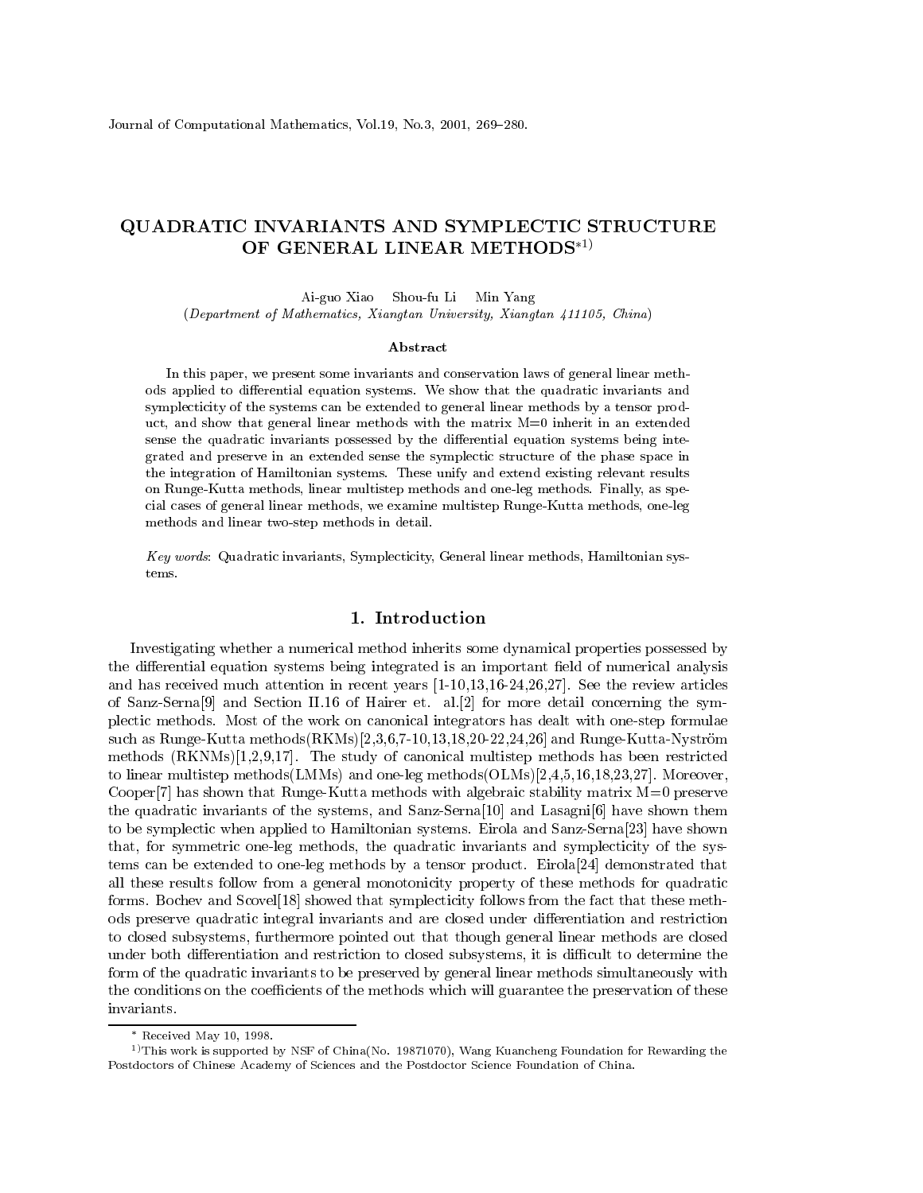# QUADRATIC INVARIANTS AND SYMPLECTIC STRUCTURE OF GENERAL LINEAR METHODS[*1)]

Ai-guo Xiao Shou-fu Li Min Yang

(*Department of Mathematics, Xiangtan University, Xiangtan 411105, China*)

### Abstract

In this paper, we present some invariants and conservation laws of general linear methods applied to differential equation systems. We show that the quadratic invariants and symplecticity of the systems can be extended to general linear methods by a tensor product, and show that general linear methods with the matrix M=0 inherit in an extended sense the quadratic invariants possessed by the differential equation systems being integrated and preserve in an extended sense the symplectic structure of the phase space in the integration of Hamiltonian systems. These unify and extend existing relevant results on Runge-Kutta methods, linear multistep methods and one-leg methods. Finally, as special cases of general linear methods, we examine multistep Runge-Kutta methods, one-leg methods and linear two-step methods in detail.

*Key words*: Quadratic invariants, Symplecticity, General linear methods, Hamiltonian systems.

## 1. Introduction

Investigating whether a numerical method inherits some dynamical properties possessed by the differential equation systems being integrated is an important field of numerical analysis and has received much attention in recent years [1-10,13,16-24,26,27]. See the review articles of Sanz-Serna[9] and Section II.16 of Hairer et. al.[2] for more detail concerning the symplectic methods. Most of the work on canonical integrators has dealt with one-step formulae such as Runge-Kutta methods(RKMs)[2,3,6,7-10,13,18,20-22,24,26] and Runge-Kutta-Nyström methods (RKNMs)[1,2,9,17]. The study of canonical multistep methods has been restricted to linear multistep methods(LMMs) and one-leg methods(OLMs)[2,4,5,16,18,23,27]. Moreover, Cooper[7] has shown that Runge-Kutta methods with algebraic stability matrix M=0 preserve the quadratic invariants of the systems, and Sanz-Serna[10] and Lasagni[6] have shown them to be symplectic when applied to Hamiltonian systems. Eirola and Sanz-Serna[23] have shown that, for symmetric one-leg methods, the quadratic invariants and symplecticity of the systems can be extended to one-leg methods by a tensor product. Eirola[24] demonstrated that all these results follow from a general monotonicity property of these methods for quadratic forms. Bochev and Scovel[18] showed that symplecticity follows from the fact that these methods preserve quadratic integral invariants and are closed under differentiation and restriction to closed subsystems, furthermore pointed out that though general linear methods are closed under both differentiation and restriction to closed subsystems, it is difficult to determine the form of the quadratic invariants to be preserved by general linear methods simultaneously with the conditions on the coefficients of the methods which will guarantee the preservation of these invariants.

---

[*] Received May 10, 1998.

[1)] This work is supported by NSF of China(No. 19871070), Wang Kuancheng Foundation for Rewarding the Postdoctors of Chinese Academy of Sciences and the Postdoctor Science Foundation of China.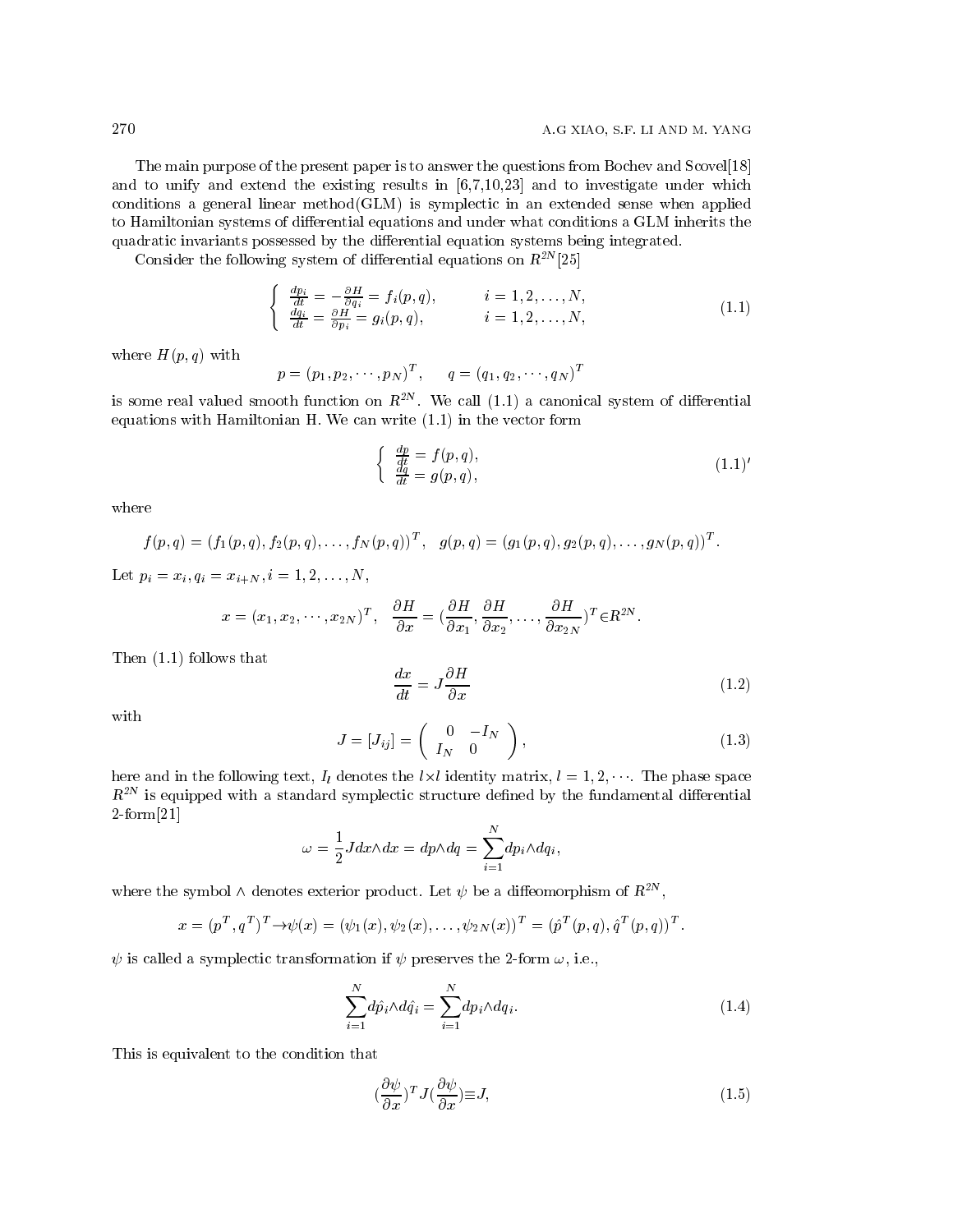The main purpose of the present paper is to answer the questions from Bochev and Scovel[18] and to unify and extend the existing results in [6,7,10,23] and to investigate under which conditions a general linear method(GLM) is symplectic in an extended sense when applied to Hamiltonian systems of differential equations and under what conditions a GLM inherits the quadratic invariants possessed by the differential equation systems being integrated.

Consider the following system of differential equations on $R^{2N}$[25]

$$\begin{cases} \frac{dp_i}{dt} = -\frac{\partial H}{\partial q_i} = f_i(p,q), & i = 1,2,\dots,N, \\ \frac{dq_i}{dt} = \frac{\partial H}{\partial p_i} = g_i(p,q), & i = 1,2,\dots,N, \end{cases} \tag{1.1}$$

where $H(p,q)$ with

$$p = (p_1, p_2, \cdots, p_N)^T, \qquad q = (q_1, q_2, \cdots, q_N)^T$$

is some real valued smooth function on $R^{2N}$. We call (1.1) a canonical system of differential equations with Hamiltonian H. We can write (1.1) in the vector form

$$\begin{cases} \frac{dp}{dt} = f(p,q), \\ \frac{dq}{dt} = g(p,q), \end{cases} \tag{1.1$'$}$$

where

$$f(p,q) = (f_1(p,q), f_2(p,q), \dots, f_N(p,q))^T, \quad g(p,q) = (g_1(p,q), g_2(p,q), \dots, g_N(p,q))^T.$$

Let $p_i = x_i, q_i = x_{i+N}, i = 1,2,\dots,N,$

$$x = (x_1, x_2, \cdots, x_{2N})^T, \quad \frac{\partial H}{\partial x} = (\frac{\partial H}{\partial x_1}, \frac{\partial H}{\partial x_2}, \dots, \frac{\partial H}{\partial x_{2N}})^T \in R^{2N}.$$

Then (1.1) follows that

$$\frac{dx}{dt} = J\frac{\partial H}{\partial x} \tag{1.2}$$

with

$$J = [J_{ij}] = \begin{pmatrix} 0 & -I_N \\ I_N & 0 \end{pmatrix}, \tag{1.3}$$

here and in the following text, $I_l$ denotes the $l\times l$ identity matrix, $l = 1,2,\cdots$. The phase space $R^{2N}$ is equipped with a standard symplectic structure defined by the fundamental differential 2-form[21]

$$\omega = \frac{1}{2}Jdx\wedge dx = dp\wedge dq = \sum_{i=1}^{N} dp_i \wedge dq_i,$$

where the symbol $\wedge$ denotes exterior product. Let $\psi$ be a diffeomorphism of $R^{2N}$,

$$x = (p^T, q^T)^T \to \psi(x) = (\psi_1(x), \psi_2(x), \dots, \psi_{2N}(x))^T = (\hat{p}^T(p,q), \hat{q}^T(p,q))^T.$$

$\psi$ is called a symplectic transformation if $\psi$ preserves the 2-form $\omega$, i.e.,

$$\sum_{i=1}^{N} d\hat{p}_i \wedge d\hat{q}_i = \sum_{i=1}^{N} dp_i \wedge dq_i. \tag{1.4}$$

This is equivalent to the condition that

$$(\frac{\partial \psi}{\partial x})^T J (\frac{\partial \psi}{\partial x}) \equiv J, \tag{1.5}$$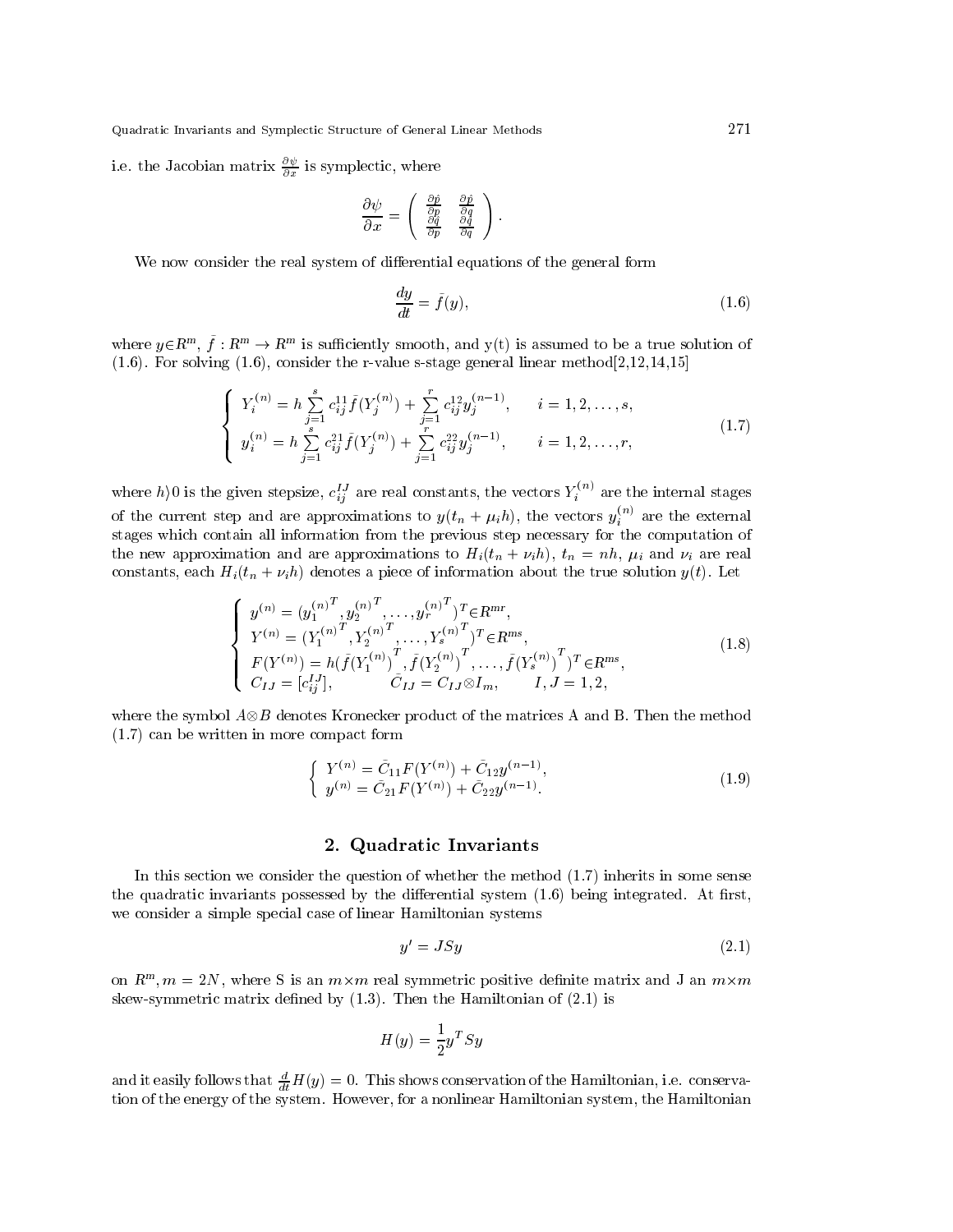i.e. the Jacobian matrix $\frac{\partial \psi}{\partial x}$ is symplectic, where

$$\frac{\partial \psi}{\partial x} = \begin{pmatrix} \frac{\partial \hat{p}}{\partial p} & \frac{\partial \hat{p}}{\partial q} \\ \frac{\partial \hat{q}}{\partial p} & \frac{\partial \hat{q}}{\partial q} \end{pmatrix}.$$

We now consider the real system of differential equations of the general form

$$\frac{dy}{dt} = \bar{f}(y), \tag{1.6}$$

where $y \in R^m$, $\bar{f} : R^m \to R^m$ is sufficiently smooth, and y(t) is assumed to be a true solution of (1.6). For solving (1.6), consider the r-value s-stage general linear method[2,12,14,15]

$$\begin{cases} Y_i^{(n)} = h \sum\limits_{j=1}^{s} c_{ij}^{11} \bar{f}(Y_j^{(n)}) + \sum\limits_{j=1}^{r} c_{ij}^{12} y_j^{(n-1)}, & i = 1, 2, \ldots, s, \\ y_i^{(n)} = h \sum\limits_{j=1}^{s} c_{ij}^{21} \bar{f}(Y_j^{(n)}) + \sum\limits_{j=1}^{r} c_{ij}^{22} y_j^{(n-1)}, & i = 1, 2, \ldots, r, \end{cases} \tag{1.7}$$

where $h \rangle 0$ is the given stepsize, $c_{ij}^{IJ}$ are real constants, the vectors $Y_i^{(n)}$ are the internal stages of the current step and are approximations to $y(t_n + \mu_i h)$, the vectors $y_i^{(n)}$ are the external stages which contain all information from the previous step necessary for the computation of the new approximation and are approximations to $H_i(t_n + \nu_i h)$, $t_n = nh$, $\mu_i$ and $\nu_i$ are real constants, each $H_i(t_n + \nu_i h)$ denotes a piece of information about the true solution $y(t)$. Let

$$\begin{cases} y^{(n)} = ({y_1^{(n)}}^T, {y_2^{(n)}}^T, \ldots, {y_r^{(n)}}^T)^T \in R^{mr}, \\ Y^{(n)} = ({Y_1^{(n)}}^T, {Y_2^{(n)}}^T, \ldots, {Y_s^{(n)}}^T)^T \in R^{ms}, \\ F(Y^{(n)}) = h(\bar{f}(Y_1^{(n)})^T, \bar{f}(Y_2^{(n)})^T, \ldots, \bar{f}(Y_s^{(n)})^T)^T \in R^{ms}, \\ C_{IJ} = [c_{ij}^{IJ}], \qquad \bar{C}_{IJ} = C_{IJ} \otimes I_m, \qquad I, J = 1, 2, \end{cases} \tag{1.8}$$

where the symbol $A \otimes B$ denotes Kronecker product of the matrices A and B. Then the method (1.7) can be written in more compact form

$$\begin{cases} Y^{(n)} = \bar{C}_{11} F(Y^{(n)}) + \bar{C}_{12} y^{(n-1)}, \\ y^{(n)} = \bar{C}_{21} F(Y^{(n)}) + \bar{C}_{22} y^{(n-1)}. \end{cases} \tag{1.9}$$

## 2. Quadratic Invariants

In this section we consider the question of whether the method (1.7) inherits in some sense the quadratic invariants possessed by the differential system (1.6) being integrated. At first, we consider a simple special case of linear Hamiltonian systems

$$y' = JSy \tag{2.1}$$

on $R^m, m = 2N$, where S is an $m \times m$ real symmetric positive definite matrix and J an $m \times m$ skew-symmetric matrix defined by (1.3). Then the Hamiltonian of (2.1) is

$$H(y) = \frac{1}{2} y^T S y$$

and it easily follows that $\frac{d}{dt} H(y) = 0$. This shows conservation of the Hamiltonian, i.e. conservation of the energy of the system. However, for a nonlinear Hamiltonian system, the Hamiltonian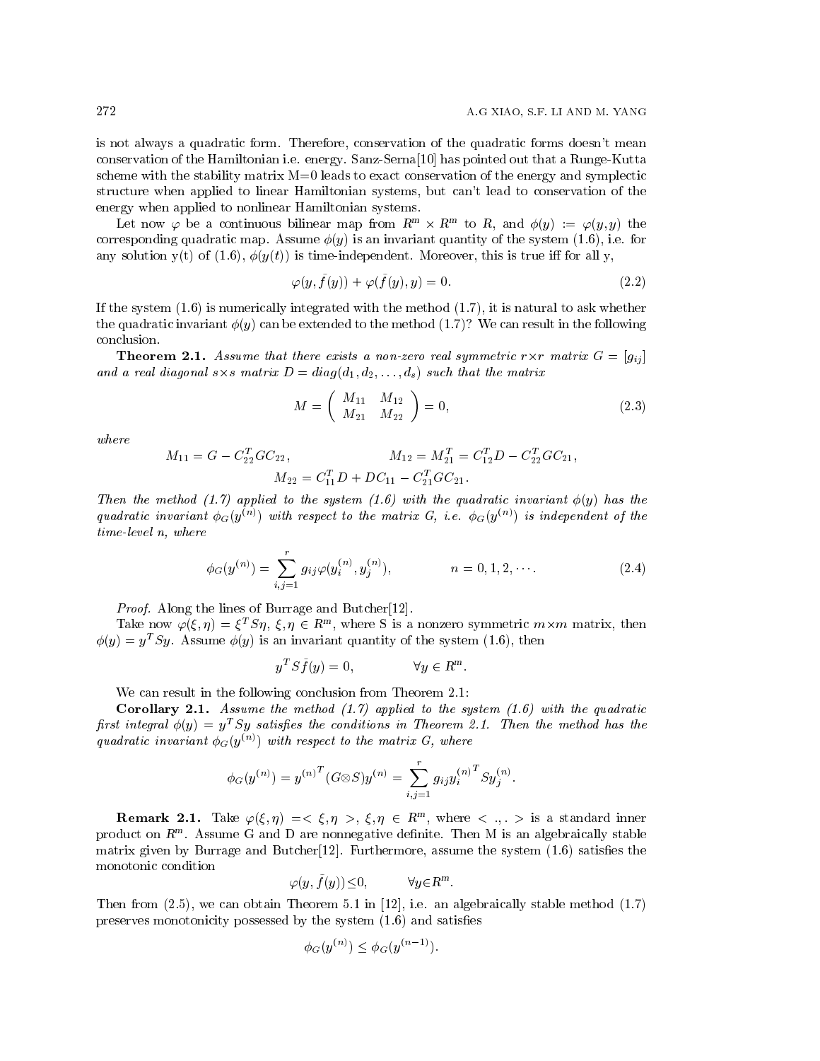is not always a quadratic form. Therefore, conservation of the quadratic forms doesn't mean conservation of the Hamiltonian i.e. energy. Sanz-Serna[10] has pointed out that a Runge-Kutta scheme with the stability matrix M=0 leads to exact conservation of the energy and symplectic structure when applied to linear Hamiltonian systems, but can't lead to conservation of the energy when applied to nonlinear Hamiltonian systems.

Let now $\varphi$ be a continuous bilinear map from $R^m \times R^m$ to $R$, and $\phi(y) := \varphi(y, y)$ the corresponding quadratic map. Assume $\phi(y)$ is an invariant quantity of the system (1.6), i.e. for any solution y(t) of (1.6), $\phi(y(t))$ is time-independent. Moreover, this is true iff for all y,

$$\varphi(y, \bar{f}(y)) + \varphi(\bar{f}(y), y) = 0. \tag{2.2}$$

If the system (1.6) is numerically integrated with the method (1.7), it is natural to ask whether the quadratic invariant $\phi(y)$ can be extended to the method (1.7)? We can result in the following conclusion.

**Theorem 2.1.** *Assume that there exists a non-zero real symmetric $r \times r$ matrix $G = [g_{ij}]$ and a real diagonal $s \times s$ matrix $D = diag(d_1, d_2, \ldots, d_s)$ such that the matrix*

$$M = \begin{pmatrix} M_{11} & M_{12} \\ M_{21} & M_{22} \end{pmatrix} = 0, \tag{2.3}$$

*where*

$$M_{11} = G - C_{22}^T G C_{22}, \qquad M_{12} = M_{21}^T = C_{12}^T D - C_{22}^T G C_{21},$$
$$M_{22} = C_{11}^T D + D C_{11} - C_{21}^T G C_{21}.$$

*Then the method (1.7) applied to the system (1.6) with the quadratic invariant $\phi(y)$ has the quadratic invariant $\phi_G(y^{(n)})$ with respect to the matrix G, i.e. $\phi_G(y^{(n)})$ is independent of the time-level n, where*

$$\phi_G(y^{(n)}) = \sum_{i,j=1}^{r} g_{ij} \varphi(y_i^{(n)}, y_j^{(n)}), \qquad n = 0, 1, 2, \cdots. \tag{2.4}$$

*Proof.* Along the lines of Burrage and Butcher[12].

Take now $\varphi(\xi, \eta) = \xi^T S \eta$, $\xi, \eta \in R^m$, where S is a nonzero symmetric $m \times m$ matrix, then $\phi(y) = y^T S y$. Assume $\phi(y)$ is an invariant quantity of the system (1.6), then

$$y^T S \bar{f}(y) = 0, \qquad \forall y \in R^m.$$

We can result in the following conclusion from Theorem 2.1:

**Corollary 2.1.** *Assume the method (1.7) applied to the system (1.6) with the quadratic first integral $\phi(y) = y^T S y$ satisfies the conditions in Theorem 2.1. Then the method has the quadratic invariant $\phi_G(y^{(n)})$ with respect to the matrix G, where*

$$\phi_G(y^{(n)}) = {y^{(n)}}^T (G \otimes S) y^{(n)} = \sum_{i,j=1}^{r} g_{ij} {y_i^{(n)}}^T S y_j^{(n)}.$$

**Remark 2.1.** Take $\varphi(\xi, \eta) = <\xi, \eta>$, $\xi, \eta \in R^m$, where $<.,.>$ is a standard inner product on $R^m$. Assume G and D are nonnegative definite. Then M is an algebraically stable matrix given by Burrage and Butcher[12]. Furthermore, assume the system (1.6) satisfies the monotonic condition

$$\varphi(y, \bar{f}(y)) \leq 0, \qquad \forall y \in R^m.$$

Then from (2.5), we can obtain Theorem 5.1 in [12], i.e. an algebraically stable method (1.7) preserves monotonicity possessed by the system (1.6) and satisfies

$$\phi_G(y^{(n)}) \leq \phi_G(y^{(n-1)}).$$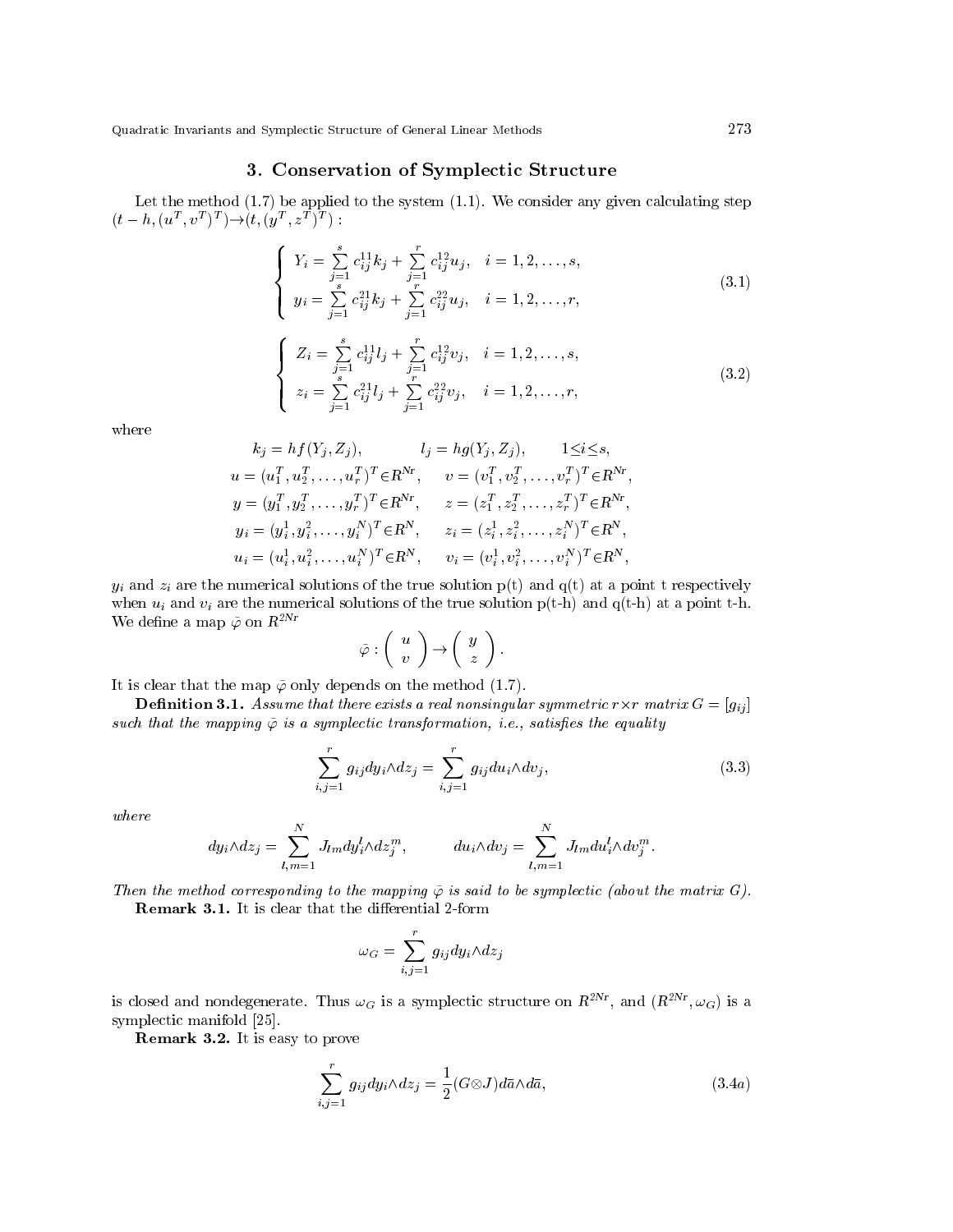## 3. Conservation of Symplectic Structure

Let the method (1.7) be applied to the system (1.1). We consider any given calculating step $(t-h,(u^T,v^T)^T)\rightarrow(t,(y^T,z^T)^T)$ :

$$
\left\{
\begin{array}{l}
Y_i = \sum\limits_{j=1}^{s} c_{ij}^{11} k_j + \sum\limits_{j=1}^{r} c_{ij}^{12} u_j, \quad i = 1,2,\ldots,s, \\
y_i = \sum\limits_{j=1}^{s} c_{ij}^{21} k_j + \sum\limits_{j=1}^{r} c_{ij}^{22} u_j, \quad i = 1,2,\ldots,r,
\end{array}
\right.
\tag{3.1}
$$

$$
\left\{
\begin{array}{l}
Z_i = \sum\limits_{j=1}^{s} c_{ij}^{11} l_j + \sum\limits_{j=1}^{r} c_{ij}^{12} v_j, \quad i = 1,2,\ldots,s, \\
z_i = \sum\limits_{j=1}^{s} c_{ij}^{21} l_j + \sum\limits_{j=1}^{r} c_{ij}^{22} v_j, \quad i = 1,2,\ldots,r,
\end{array}
\right.
\tag{3.2}
$$

where

$$
\begin{array}{ll}
k_j = hf(Y_j,Z_j), & l_j = hg(Y_j,Z_j), \qquad 1 \le i \le s, \\
u = (u_1^T,u_2^T,\ldots,u_r^T)^T \in R^{Nr}, & v = (v_1^T,v_2^T,\ldots,v_r^T)^T \in R^{Nr}, \\
y = (y_1^T,y_2^T,\ldots,y_r^T)^T \in R^{Nr}, & z = (z_1^T,z_2^T,\ldots,z_r^T)^T \in R^{Nr}, \\
y_i = (y_i^1,y_i^2,\ldots,y_i^N)^T \in R^{N}, & z_i = (z_i^1,z_i^2,\ldots,z_i^N)^T \in R^{N}, \\
u_i = (u_i^1,u_i^2,\ldots,u_i^N)^T \in R^{N}, & v_i = (v_i^1,v_i^2,\ldots,v_i^N)^T \in R^{N},
\end{array}
$$

$y_i$ and $z_i$ are the numerical solutions of the true solution p(t) and q(t) at a point t respectively when $u_i$ and $v_i$ are the numerical solutions of the true solution p(t-h) and q(t-h) at a point t-h. We define a map $\bar{\varphi}$ on $R^{2Nr}$

$$
\bar{\varphi} : \begin{pmatrix} u \\ v \end{pmatrix} \rightarrow \begin{pmatrix} y \\ z \end{pmatrix}.
$$

It is clear that the map $\bar{\varphi}$ only depends on the method (1.7).

**Definition 3.1.** *Assume that there exists a real nonsingular symmetric $r\times r$ matrix $G=[g_{ij}]$ such that the mapping $\bar{\varphi}$ is a symplectic transformation, i.e., satisfies the equality*

$$
\sum_{i,j=1}^{r} g_{ij} dy_i \wedge dz_j = \sum_{i,j=1}^{r} g_{ij} du_i \wedge dv_j,
\tag{3.3}
$$

*where*

$$
dy_i \wedge dz_j = \sum_{l,m=1}^{N} J_{lm} dy_i^l \wedge dz_j^m, \qquad du_i \wedge dv_j = \sum_{l,m=1}^{N} J_{lm} du_i^l \wedge dv_j^m.
$$

*Then the method corresponding to the mapping $\bar{\varphi}$ is said to be symplectic (about the matrix $G$).*

**Remark 3.1.** It is clear that the differential 2-form

$$
\omega_G = \sum_{i,j=1}^{r} g_{ij} dy_i \wedge dz_j
$$

is closed and nondegenerate. Thus $\omega_G$ is a symplectic structure on $R^{2Nr}$, and $(R^{2Nr},\omega_G)$ is a symplectic manifold [25].

**Remark 3.2.** It is easy to prove

$$
\sum_{i,j=1}^{r} g_{ij} dy_i \wedge dz_j = \frac{1}{2}(G\otimes J) d\bar{a} \wedge d\bar{a},
\tag{3.4a}
$$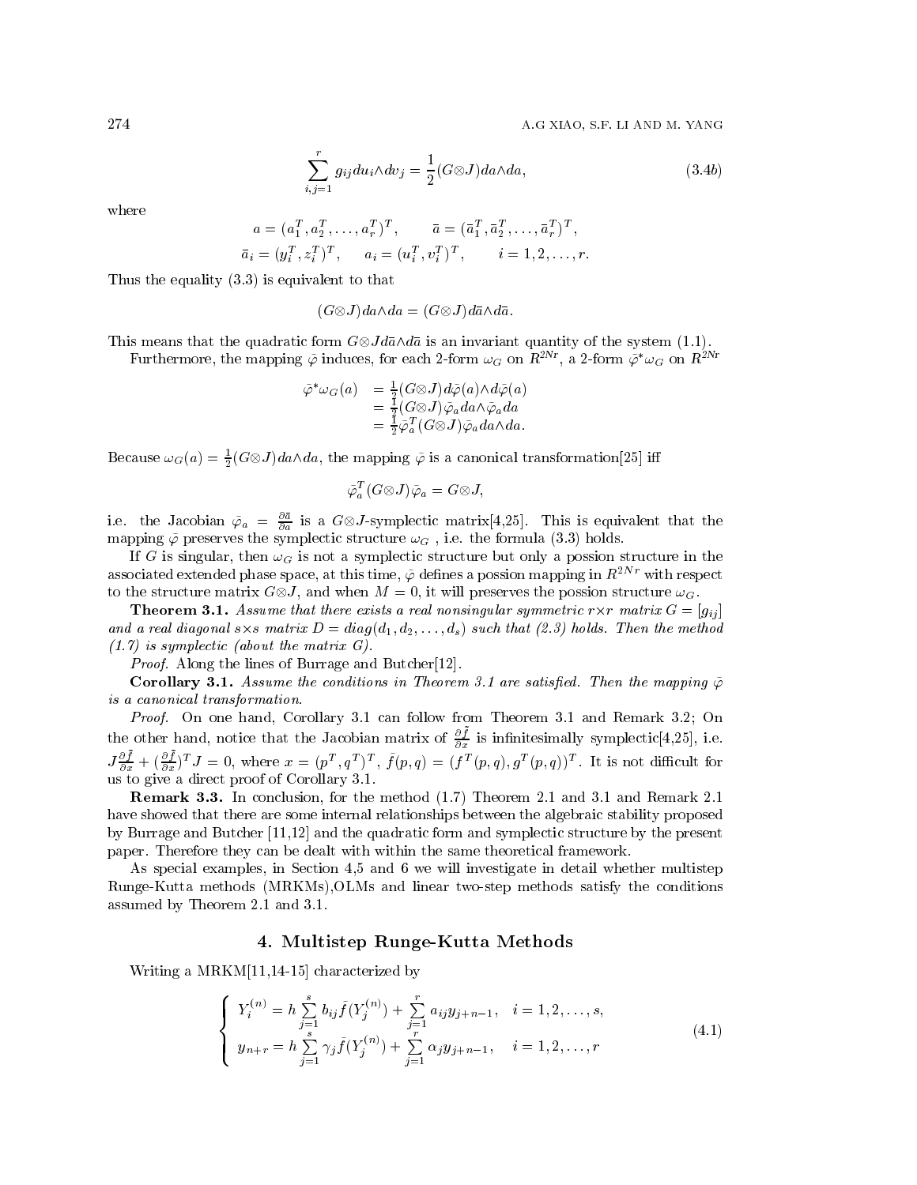$$\sum_{i,j=1}^{r} g_{ij} du_i \wedge dv_j = \frac{1}{2}(G \otimes J) da \wedge da, \tag{3.4b}$$

where

$$a = (a_1^T, a_2^T, \ldots, a_r^T)^T, \qquad \bar{a} = (\bar{a}_1^T, \bar{a}_2^T, \ldots, \bar{a}_r^T)^T,$$
$$\bar{a}_i = (y_i^T, z_i^T)^T, \qquad a_i = (u_i^T, v_i^T)^T, \qquad i = 1, 2, \ldots, r.$$

Thus the equality (3.3) is equivalent to that

$$(G \otimes J) da \wedge da = (G \otimes J) d\bar{a} \wedge d\bar{a}.$$

This means that the quadratic form $G \otimes J d\bar{a} \wedge d\bar{a}$ is an invariant quantity of the system (1.1).

Furthermore, the mapping $\bar{\varphi}$ induces, for each 2-form $\omega_G$ on $R^{2Nr}$, a 2-form $\bar{\varphi}^* \omega_G$ on $R^{2Nr}$

$$\begin{aligned} \bar{\varphi}^* \omega_G(a) &= \tfrac{1}{2}(G \otimes J) d\bar{\varphi}(a) \wedge d\bar{\varphi}(a) \\ &= \tfrac{1}{2}(G \otimes J) \bar{\varphi}_a da \wedge \bar{\varphi}_a da \\ &= \tfrac{1}{2} \bar{\varphi}_a^T (G \otimes J) \bar{\varphi}_a da \wedge da. \end{aligned}$$

Because $\omega_G(a) = \frac{1}{2}(G \otimes J) da \wedge da$, the mapping $\bar{\varphi}$ is a canonical transformation[25] iff

$$\bar{\varphi}_a^T (G \otimes J) \bar{\varphi}_a = G \otimes J,$$

i.e. the Jacobian $\bar{\varphi}_a = \frac{\partial \bar{a}}{\partial a}$ is a $G \otimes J$-symplectic matrix[4,25]. This is equivalent that the mapping $\bar{\varphi}$ preserves the symplectic structure $\omega_G$ , i.e. the formula (3.3) holds.

If $G$ is singular, then $\omega_G$ is not a symplectic structure but only a possion structure in the associated extended phase space, at this time, $\bar{\varphi}$ defines a possion mapping in $R^{2Nr}$ with respect to the structure matrix $G \otimes J$, and when $M = 0$, it will preserves the possion structure $\omega_G$.

**Theorem 3.1.** *Assume that there exists a real nonsingular symmetric $r \times r$ matrix $G = [g_{ij}]$ and a real diagonal $s \times s$ matrix $D = diag(d_1, d_2, \ldots, d_s)$ such that (2.3) holds. Then the method (1.7) is symplectic (about the matrix $G$).*

*Proof.* Along the lines of Burrage and Butcher[12].

**Corollary 3.1.** *Assume the conditions in Theorem 3.1 are satisfied. Then the mapping $\bar{\varphi}$ is a canonical transformation.*

*Proof.* On one hand, Corollary 3.1 can follow from Theorem 3.1 and Remark 3.2; On the other hand, notice that the Jacobian matrix of $\frac{\partial \tilde{f}}{\partial x}$ is infinitesimally symplectic[4,25], i.e. $J\frac{\partial \tilde{f}}{\partial x} + (\frac{\partial \tilde{f}}{\partial x})^T J = 0$, where $x = (p^T, q^T)^T$, $\tilde{f}(p,q) = (f^T(p,q), g^T(p,q))^T$. It is not difficult for us to give a direct proof of Corollary 3.1.

**Remark 3.3.** In conclusion, for the method (1.7) Theorem 2.1 and 3.1 and Remark 2.1 have showed that there are some internal relationships between the algebraic stability proposed by Burrage and Butcher [11,12] and the quadratic form and symplectic structure by the present paper. Therefore they can be dealt with within the same theoretical framework.

As special examples, in Section 4,5 and 6 we will investigate in detail whether multistep Runge-Kutta methods (MRKMs),OLMs and linear two-step methods satisfy the conditions assumed by Theorem 2.1 and 3.1.

## 4. Multistep Runge-Kutta Methods

Writing a MRKM[11,14-15] characterized by

$$\begin{cases} Y_i^{(n)} = h \sum\limits_{j=1}^{s} b_{ij} \bar{f}(Y_j^{(n)}) + \sum\limits_{j=1}^{r} a_{ij} y_{j+n-1}, & i = 1, 2, \ldots, s, \\ y_{n+r} = h \sum\limits_{j=1}^{s} \gamma_j \bar{f}(Y_j^{(n)}) + \sum\limits_{j=1}^{r} \alpha_j y_{j+n-1}, & i = 1, 2, \ldots, r \end{cases} \tag{4.1}$$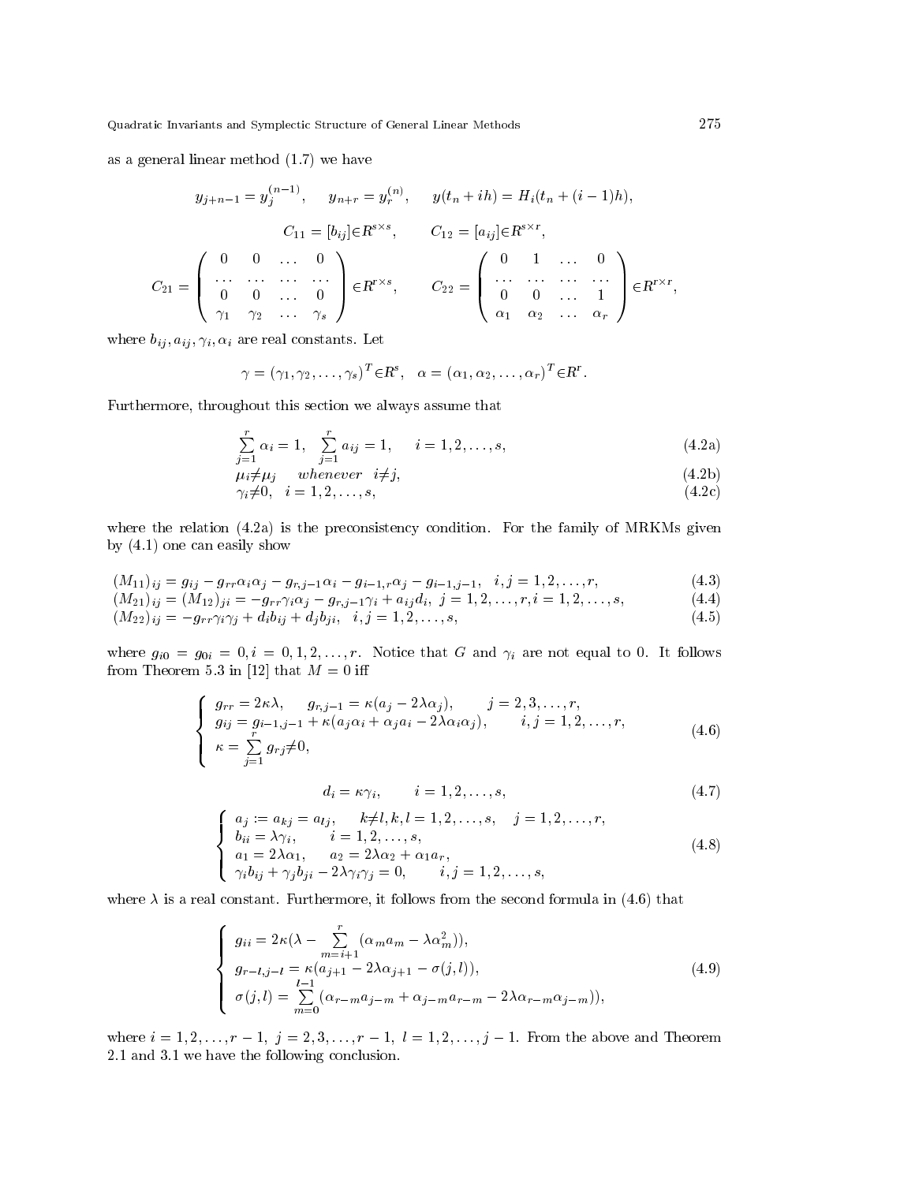as a general linear method (1.7) we have

$$y_{j+n-1} = y_j^{(n-1)}, \qquad y_{n+r} = y_r^{(n)}, \qquad y(t_n + ih) = H_i(t_n + (i-1)h),$$

$$C_{11} = [b_{ij}] \in R^{s\times s}, \qquad C_{12} = [a_{ij}] \in R^{s\times r},$$

$$C_{21} = \begin{pmatrix} 0 & 0 & \dots & 0 \\ \dots & \dots & \dots & \dots \\ 0 & 0 & \dots & 0 \\ \gamma_1 & \gamma_2 & \dots & \gamma_s \end{pmatrix} \in R^{r\times s}, \qquad C_{22} = \begin{pmatrix} 0 & 1 & \dots & 0 \\ \dots & \dots & \dots & \dots \\ 0 & 0 & \dots & 1 \\ \alpha_1 & \alpha_2 & \dots & \alpha_r \end{pmatrix} \in R^{r\times r},$$

where $b_{ij}, a_{ij}, \gamma_i, \alpha_i$ are real constants. Let

$$\gamma = (\gamma_1, \gamma_2, \dots, \gamma_s)^T \in R^s, \quad \alpha = (\alpha_1, \alpha_2, \dots, \alpha_r)^T \in R^r.$$

Furthermore, throughout this section we always assume that

$$\sum_{j=1}^{r} \alpha_i = 1, \quad \sum_{j=1}^{r} a_{ij} = 1, \qquad i = 1, 2, \dots, s, \tag{4.2a}$$

$$\mu_i \neq \mu_j \quad \textit{whenever} \quad i \neq j, \tag{4.2b}$$

$$\gamma_i \neq 0, \quad i = 1, 2, \dots, s, \tag{4.2c}$$

where the relation (4.2a) is the preconsistency condition. For the family of MRKMs given by (4.1) one can easily show

$$(M_{11})_{ij} = g_{ij} - g_{rr}\alpha_i\alpha_j - g_{r,j-1}\alpha_i - g_{i-1,r}\alpha_j - g_{i-1,j-1}, \quad i,j = 1, 2, \dots, r, \tag{4.3}$$

$$(M_{21})_{ij} = (M_{12})_{ji} = -g_{rr}\gamma_i\alpha_j - g_{r,j-1}\gamma_i + a_{ij}d_i, \; j = 1, 2, \dots, r, i = 1, 2, \dots, s, \tag{4.4}$$

$$(M_{22})_{ij} = -g_{rr}\gamma_i\gamma_j + d_i b_{ij} + d_j b_{ji}, \quad i,j = 1, 2, \dots, s, \tag{4.5}$$

where $g_{i0} = g_{0i} = 0, i = 0, 1, 2, \dots, r$. Notice that $G$ and $\gamma_i$ are not equal to 0. It follows from Theorem 5.3 in [12] that $M = 0$ iff

$$\begin{cases} g_{rr} = 2\kappa\lambda, \quad g_{r,j-1} = \kappa(a_j - 2\lambda\alpha_j), \qquad j = 2, 3, \dots, r, \\ g_{ij} = g_{i-1,j-1} + \kappa(a_j\alpha_i + \alpha_j a_i - 2\lambda\alpha_i\alpha_j), \qquad i,j = 1, 2, \dots, r, \\ \kappa = \sum_{j=1}^{r} g_{rj} \neq 0, \end{cases} \tag{4.6}$$

$$d_i = \kappa\gamma_i, \qquad i = 1, 2, \dots, s, \tag{4.7}$$

$$\begin{cases} a_j := a_{kj} = a_{lj}, \quad k \neq l, k, l = 1, 2, \dots, s, \quad j = 1, 2, \dots, r, \\ b_{ii} = \lambda\gamma_i, \qquad i = 1, 2, \dots, s, \\ a_1 = 2\lambda\alpha_1, \quad a_2 = 2\lambda\alpha_2 + \alpha_1 a_r, \\ \gamma_i b_{ij} + \gamma_j b_{ji} - 2\lambda\gamma_i\gamma_j = 0, \qquad i,j = 1, 2, \dots, s, \end{cases} \tag{4.8}$$

where $\lambda$ is a real constant. Furthermore, it follows from the second formula in (4.6) that

$$\begin{cases} g_{ii} = 2\kappa(\lambda - \sum_{m=i+1}^{r} (\alpha_m a_m - \lambda\alpha_m^2)), \\ g_{r-l,j-l} = \kappa(a_{j+1} - 2\lambda\alpha_{j+1} - \sigma(j,l)), \\ \sigma(j,l) = \sum_{m=0}^{l-1} (\alpha_{r-m}a_{j-m} + \alpha_{j-m}a_{r-m} - 2\lambda\alpha_{r-m}\alpha_{j-m})), \end{cases} \tag{4.9}$$

where $i = 1, 2, \dots, r-1, \; j = 2, 3, \dots, r-1, \; l = 1, 2, \dots, j-1$. From the above and Theorem 2.1 and 3.1 we have the following conclusion.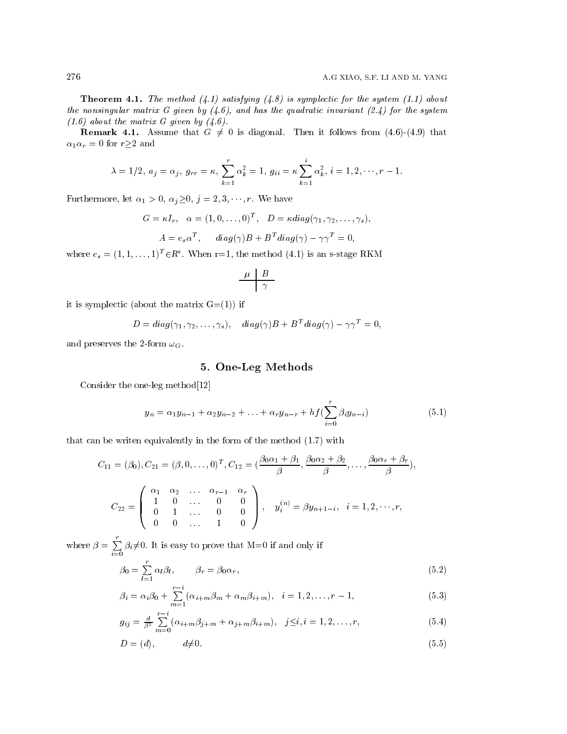**Theorem 4.1.** *The method (4.1) satisfying (4.8) is symplectic for the system (1.1) about the nonsingular matrix G given by (4.6), and has the quadratic invariant (2.4) for the system (1.6) about the matrix G given by (4.6).*

**Remark 4.1.** Assume that $G \neq 0$ is diagonal. Then it follows from (4.6)-(4.9) that $\alpha_1\alpha_r = 0$ for $r \geq 2$ and

$$\lambda = 1/2,\ a_j = \alpha_j,\ g_{rr} = \kappa,\ \sum_{k=1}^{r} \alpha_k^2 = 1,\ g_{ii} = \kappa \sum_{k=1}^{i} \alpha_k^2,\ i = 1, 2, \cdots, r-1.$$

Furthermore, let $\alpha_1 > 0,\ \alpha_j \geq 0,\ j = 2, 3, \cdots, r$. We have

$$G = \kappa I_r, \quad \alpha = (1, 0, \ldots, 0)^T, \quad D = \kappa diag(\gamma_1, \gamma_2, \ldots, \gamma_s),$$

$$A = e_s \alpha^T, \qquad diag(\gamma)B + B^T diag(\gamma) - \gamma\gamma^T = 0,$$

where $e_s = (1, 1, \ldots, 1)^T \in R^s$. When r=1, the method (4.1) is an s-stage RKM

$$\begin{array}{c|c} \mu & B \\ \hline & \gamma \end{array}$$

it is symplectic (about the matrix G=(1)) if

$$D = diag(\gamma_1, \gamma_2, \ldots, \gamma_s), \quad diag(\gamma)B + B^T diag(\gamma) - \gamma\gamma^T = 0,$$

and preserves the 2-form $\omega_G$.

## 5. One-Leg Methods

Consider the one-leg method[12]

$$y_n = \alpha_1 y_{n-1} + \alpha_2 y_{n-2} + \ldots + \alpha_r y_{n-r} + hf(\sum_{i=0}^{r} \beta_i y_{n-i}) \tag{5.1}$$

that can be writen equivalently in the form of the method (1.7) with

$$C_{11} = (\beta_0), C_{21} = (\beta, 0, \ldots, 0)^T, C_{12} = (\frac{\beta_0\alpha_1 + \beta_1}{\beta}, \frac{\beta_0\alpha_2 + \beta_2}{\beta}, \ldots, \frac{\beta_0\alpha_r + \beta_r}{\beta}),$$

$$C_{22} = \begin{pmatrix} \alpha_1 & \alpha_2 & \ldots & \alpha_{r-1} & \alpha_r \\ 1 & 0 & \ldots & 0 & 0 \\ 0 & 1 & \ldots & 0 & 0 \\ 0 & 0 & \ldots & 1 & 0 \end{pmatrix}, \quad y_i^{(n)} = \beta y_{n+1-i}, \quad i = 1, 2, \cdots, r,$$

where $\beta = \sum_{i=0}^{r} \beta_i \neq 0$. It is easy to prove that M=0 if and only if

$$\beta_0 = \sum_{l=1}^{r} \alpha_l \beta_l, \qquad \beta_r = \beta_0 \alpha_r, \tag{5.2}$$

$$\beta_i = \alpha_i \beta_0 + \sum_{m=1}^{r-i} (\alpha_{i+m}\beta_m + \alpha_m \beta_{i+m}), \quad i = 1, 2, \ldots, r-1, \tag{5.3}$$

$$g_{ij} = \frac{d}{\beta^2} \sum_{m=0}^{r-i} (\alpha_{i+m}\beta_{j+m} + \alpha_{j+m}\beta_{i+m}), \quad j \leq i, i = 1, 2, \ldots, r, \tag{5.4}$$

$$D = (d), \qquad d \neq 0. \tag{5.5}$$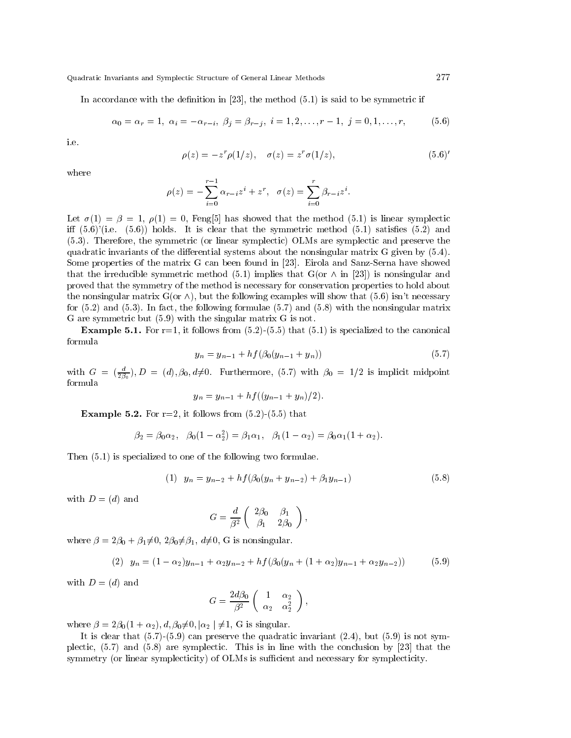In accordance with the definition in [23], the method (5.1) is said to be symmetric if

$$\alpha_0 = \alpha_r = 1,\ \alpha_i = -\alpha_{r-i},\ \beta_j = \beta_{r-j},\ i = 1, 2, \ldots, r-1,\ j = 0, 1, \ldots, r, \tag{5.6}$$

i.e.

$$\rho(z) = -z^r \rho(1/z), \quad \sigma(z) = z^r \sigma(1/z), \tag{5.6$'$}$$

where

$$\rho(z) = -\sum_{i=0}^{r-1} \alpha_{r-i} z^i + z^r, \quad \sigma(z) = \sum_{i=0}^{r} \beta_{r-i} z^i.$$

Let $\sigma(1) = \beta = 1$, $\rho(1) = 0$, Feng[5] has showed that the method (5.1) is linear symplectic iff (5.6)'(i.e. (5.6)) holds. It is clear that the symmetric method (5.1) satisfies (5.2) and (5.3). Therefore, the symmetric (or linear symplectic) OLMs are symplectic and preserve the quadratic invariants of the differential systems about the nonsingular matrix G given by (5.4). Some properties of the matrix G can been found in [23]. Eirola and Sanz-Serna have showed that the irreducible symmetric method (5.1) implies that G(or $\wedge$ in [23]) is nonsingular and proved that the symmetry of the method is necessary for conservation properties to hold about the nonsingular matrix G(or $\wedge$), but the following examples will show that (5.6) isn't necessary for (5.2) and (5.3). In fact, the following formulae (5.7) and (5.8) with the nonsingular matrix G are symmetric but (5.9) with the singular matrix G is not.

**Example 5.1.** For r=1, it follows from (5.2)-(5.5) that (5.1) is specialized to the canonical formula

$$y_n = y_{n-1} + hf(\beta_0(y_{n-1} + y_n)) \tag{5.7}$$

with $G = (\frac{d}{2\beta_0})$, $D = (d)$, $\beta_0, d \neq 0$. Furthermore, (5.7) with $\beta_0 = 1/2$ is implicit midpoint formula

$$y_n = y_{n-1} + hf((y_{n-1} + y_n)/2).$$

**Example 5.2.** For r=2, it follows from (5.2)-(5.5) that

$$\beta_2 = \beta_0 \alpha_2, \quad \beta_0(1 - \alpha_2^2) = \beta_1 \alpha_1, \quad \beta_1(1 - \alpha_2) = \beta_0 \alpha_1 (1 + \alpha_2).$$

Then (5.1) is specialized to one of the following two formulae.

$$(1) \quad y_n = y_{n-2} + hf(\beta_0(y_n + y_{n-2}) + \beta_1 y_{n-1}) \tag{5.8}$$

with $D = (d)$ and

$$G = \frac{d}{\beta^2} \begin{pmatrix} 2\beta_0 & \beta_1 \\ \beta_1 & 2\beta_0 \end{pmatrix},$$

where $\beta = 2\beta_0 + \beta_1 \neq 0$, $2\beta_0 \neq \beta_1$, $d \neq 0$, G is nonsingular.

$$(2) \quad y_n = (1 - \alpha_2) y_{n-1} + \alpha_2 y_{n-2} + hf(\beta_0(y_n + (1 + \alpha_2) y_{n-1} + \alpha_2 y_{n-2})) \tag{5.9}$$

with $D = (d)$ and

$$G = \frac{2d\beta_0}{\beta^2} \begin{pmatrix} 1 & \alpha_2 \\ \alpha_2 & \alpha_2^2 \end{pmatrix},$$

where $\beta = 2\beta_0(1 + \alpha_2)$, $d, \beta_0 \neq 0, |\alpha_2| \neq 1$, G is singular.

It is clear that (5.7)-(5.9) can preserve the quadratic invariant (2.4), but (5.9) is not symplectic, (5.7) and (5.8) are symplectic. This is in line with the conclusion by [23] that the symmetry (or linear symplecticity) of OLMs is sufficient and necessary for symplecticity.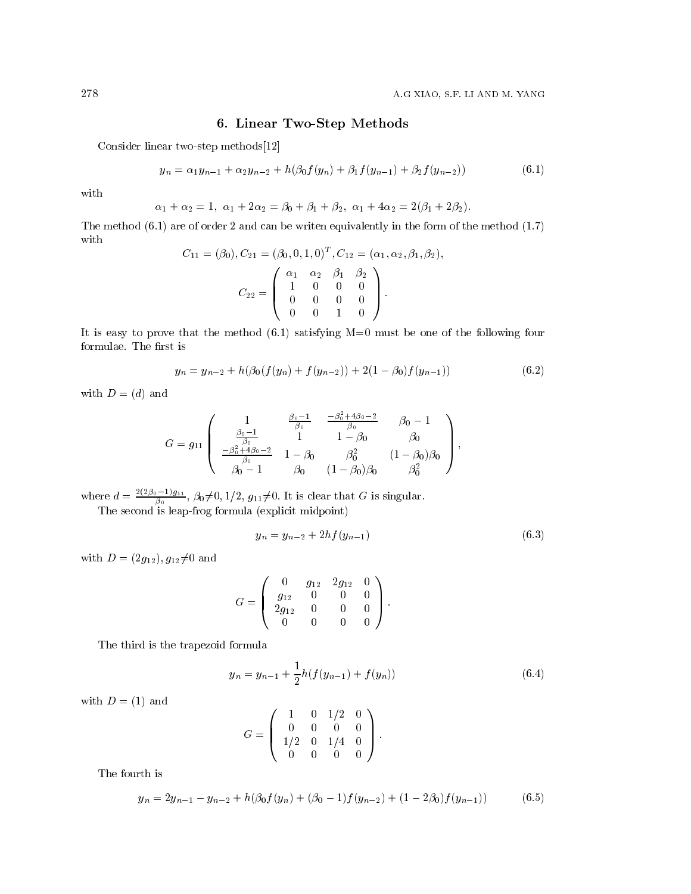## 6. Linear Two-Step Methods

Consider linear two-step methods[12]

$$y_n = \alpha_1 y_{n-1} + \alpha_2 y_{n-2} + h(\beta_0 f(y_n) + \beta_1 f(y_{n-1}) + \beta_2 f(y_{n-2})) \tag{6.1}$$

with

$$\alpha_1 + \alpha_2 = 1,\ \alpha_1 + 2\alpha_2 = \beta_0 + \beta_1 + \beta_2,\ \alpha_1 + 4\alpha_2 = 2(\beta_1 + 2\beta_2).$$

The method (6.1) are of order 2 and can be writen equivalently in the form of the method (1.7) with

$$C_{11} = (\beta_0), C_{21} = (\beta_0, 0, 1, 0)^T, C_{12} = (\alpha_1, \alpha_2, \beta_1, \beta_2),$$

$$C_{22} = \begin{pmatrix} \alpha_1 & \alpha_2 & \beta_1 & \beta_2 \\ 1 & 0 & 0 & 0 \\ 0 & 0 & 0 & 0 \\ 0 & 0 & 1 & 0 \end{pmatrix}.$$

It is easy to prove that the method (6.1) satisfying M=0 must be one of the following four formulae. The first is

$$y_n = y_{n-2} + h(\beta_0(f(y_n) + f(y_{n-2})) + 2(1-\beta_0) f(y_{n-1})) \tag{6.2}$$

with $D = (d)$ and

$$G = g_{11} \begin{pmatrix} 1 & \frac{\beta_0 - 1}{\beta_0} & \frac{-\beta_0^2 + 4\beta_0 - 2}{\beta_0} & \beta_0 - 1 \\ \frac{\beta_0 - 1}{\beta_0} & 1 & 1 - \beta_0 & \beta_0 \\ \frac{-\beta_0^2 + 4\beta_0 - 2}{\beta_0} & 1 - \beta_0 & \beta_0^2 & (1-\beta_0)\beta_0 \\ \beta_0 - 1 & \beta_0 & (1-\beta_0)\beta_0 & \beta_0^2 \end{pmatrix},$$

where $d = \frac{2(2\beta_0 - 1) g_{11}}{\beta_0}$, $\beta_0 \neq 0, 1/2$, $g_{11} \neq 0$. It is clear that $G$ is singular.

The second is leap-frog formula (explicit midpoint)

$$y_n = y_{n-2} + 2hf(y_{n-1}) \tag{6.3}$$

with $D = (2g_{12})$, $g_{12} \neq 0$ and

$$G = \begin{pmatrix} 0 & g_{12} & 2g_{12} & 0 \\ g_{12} & 0 & 0 & 0 \\ 2g_{12} & 0 & 0 & 0 \\ 0 & 0 & 0 & 0 \end{pmatrix}.$$

The third is the trapezoid formula

$$y_n = y_{n-1} + \frac{1}{2} h(f(y_{n-1}) + f(y_n)) \tag{6.4}$$

with $D = (1)$ and

$$G = \begin{pmatrix} 1 & 0 & 1/2 & 0 \\ 0 & 0 & 0 & 0 \\ 1/2 & 0 & 1/4 & 0 \\ 0 & 0 & 0 & 0 \end{pmatrix}.$$

The fourth is

$$y_n = 2y_{n-1} - y_{n-2} + h(\beta_0 f(y_n) + (\beta_0 - 1) f(y_{n-2}) + (1 - 2\beta_0) f(y_{n-1})) \tag{6.5}$$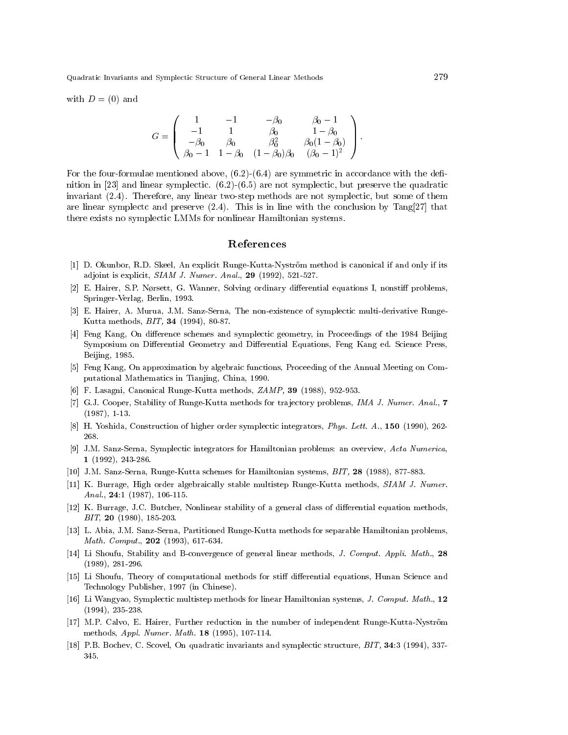with $D = (0)$ and

$$G = \begin{pmatrix} 1 & -1 & -\beta_0 & \beta_0 - 1 \\ -1 & 1 & \beta_0 & 1-\beta_0 \\ -\beta_0 & \beta_0 & \beta_0^2 & \beta_0(1-\beta_0) \\ \beta_0 - 1 & 1-\beta_0 & (1-\beta_0)\beta_0 & (\beta_0 - 1)^2 \end{pmatrix}.$$

For the four-formulae mentioned above, (6.2)-(6.4) are symmetric in accordance with the definition in [23] and linear symplectic. (6.2)-(6.5) are not symplectic, but preserve the quadratic invariant (2.4). Therefore, any linear two-step methods are not symplectic, but some of them are linear symplectc and preserve (2.4). This is in line with the conclusion by Tang[27] that there exists no symplectic LMMs for nonlinear Hamiltonian systems.

## References

[1] D. Okunbor, R.D. Skeel, An explicit Runge-Kutta-Nyström method is canonical if and only if its adjoint is explicit, *SIAM J. Numer. Anal.*, **29** (1992), 521-527.

[2] E. Hairer, S.P. Nørsett, G. Wanner, Solving ordinary differential equations I, nonstiff problems, Springer-Verlag, Berlin, 1993.

[3] E. Hairer, A. Murua, J.M. Sanz-Serna, The non-existence of symplectic multi-derivative Runge-Kutta methods, *BIT,* **34** (1994), 80-87.

[4] Feng Kang, On difference schemes and symplectic geometry, in Proceedings of the 1984 Beijing Symposium on Differential Geometry and Differential Equations, Feng Kang ed. Science Press, Beijing, 1985.

[5] Feng Kang, On approximation by algebraic functions, Proceeding of the Annual Meeting on Computational Mathematics in Tianjing, China, 1990.

[6] F. Lasagni, Canonical Runge-Kutta methods, *ZAMP,* **39** (1988), 952-953.

[7] G.J. Cooper, Stability of Runge-Kutta methods for trajectory problems, *IMA J. Numer. Anal.*, **7** (1987), 1-13.

[8] H. Yoshida, Construction of higher order symplectic integrators, *Phys. Lett. A.*, **150** (1990), 262-268.

[9] J.M. Sanz-Serna, Symplectic integrators for Hamiltonian problems: an overview, *Acta Numerica*, **1** (1992), 243-286.

[10] J.M. Sanz-Serna, Runge-Kutta schemes for Hamiltonian systems, *BIT,* **28** (1988), 877-883.

[11] K. Burrage, High order algebraically stable multistep Runge-Kutta methods, *SIAM J. Numer. Anal.*, **24**:1 (1987), 106-115.

[12] K. Burrage, J.C. Butcher, Nonlinear stability of a general class of differential equation methods, *BIT,* **20** (1980), 185-203.

[13] L. Abia, J.M. Sanz-Serna, Partitioned Runge-Kutta methods for separable Hamiltonian problems, *Math. Comput.*, **202** (1993), 617-634.

[14] Li Shoufu, Stability and B-convergence of general linear methods, *J. Comput. Appli. Math.*, **28** (1989), 281-296.

[15] Li Shoufu, Theory of computational methods for stiff differential equations, Hunan Science and Technology Publisher, 1997 (in Chinese).

[16] Li Wangyao, Symplectic multistep methods for linear Hamiltonian systems, *J. Comput. Math.*, **12** (1994), 235-238.

[17] M.P. Calvo, E. Hairer, Further reduction in the number of independent Runge-Kutta-Nyström methods, *Appl. Numer. Math.* **18** (1995), 107-114.

[18] P.B. Bochev, C. Scovel, On quadratic invariants and symplectic structure, *BIT,* **34**:3 (1994), 337-345.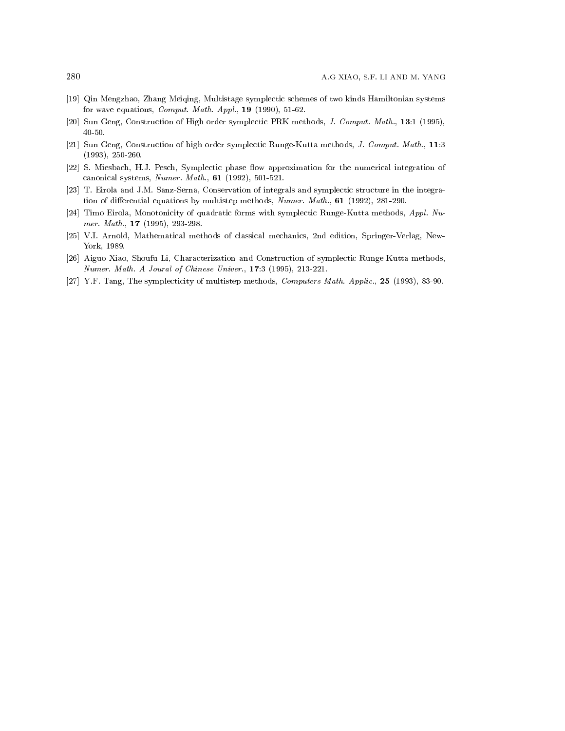[19] Qin Mengzhao, Zhang Meiqing, Multistage symplectic schemes of two kinds Hamiltonian systems for wave equations, *Comput. Math. Appl.*, **19** (1990), 51-62.

[20] Sun Geng, Construction of High order symplectic PRK methods, *J. Comput. Math.*, **13**:1 (1995), 40-50.

[21] Sun Geng, Construction of high order symplectic Runge-Kutta methods, *J. Comput. Math.*, **11**:3 (1993), 250-260.

[22] S. Miesbach, H.J. Pesch, Symplectic phase flow approximation for the numerical integration of canonical systems, *Numer. Math.*, **61** (1992), 501-521.

[23] T. Eirola and J.M. Sanz-Serna, Conservation of integrals and symplectic structure in the integration of differential equations by multistep methods, *Numer. Math.*, **61** (1992), 281-290.

[24] Timo Eirola, Monotonicity of quadratic forms with symplectic Runge-Kutta methods, *Appl. Numer. Math.*, **17** (1995), 293-298.

[25] V.I. Arnold, Mathematical methods of classical mechanics, 2nd edition, Springer-Verlag, New-York, 1989.

[26] Aiguo Xiao, Shoufu Li, Characterization and Construction of symplectic Runge-Kutta methods, *Numer. Math. A Joural of Chinese Univer.*, **17**:3 (1995), 213-221.

[27] Y.F. Tang, The symplecticity of multistep methods, *Computers Math. Applic.*, **25** (1993), 83-90.